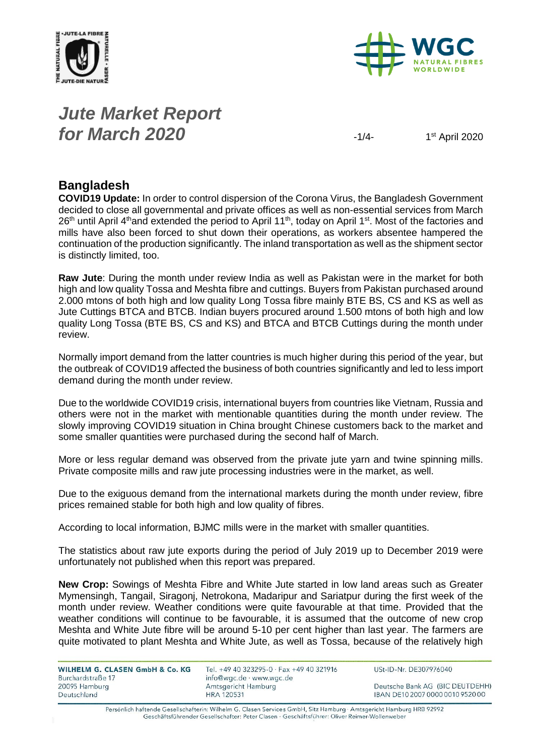# *Jute Market Report for March 2020*

1st April 2020

## Bangladesh

**COVID19 Update:** In order to control dispersion of the Corona Virus, the Bangladesh Government decided to close all governmental and private offices as well as non-essential services from March 26th until April 4th and extended the period to April 11th, today on April 1st. Most of the factories and mills have also been forced to shut down their operations, as workers absentee hampered the continuation of the production significantly. The inland transportation as well as the shipment sector is distinctly limited, too.

**Raw Jute**: During the month under review India as well as Pakistan were in the market for both high and low quality Tossa and Meshta fibre and cuttings. Buyers from Pakistan purchased around 2.000 mtons of both high and low quality Long Tossa fibre mainly BTE BS, CS and KS as well as Jute Cuttings BTCA and BTCB. Indian buyers procured around 1.500 mtons of both high and low quality Long Tossa (BTE BS, CS and KS) and BTCA and BTCB Cuttings during the month under review.

Normally import demand from the latter countries is much higher during this period of the year, but the outbreak of COVID19 affected the business of both countries significantly and led to less import demand during the month under review.

Due to the worldwide COVID19 crisis, international buyers from countries like Vietnam, Russia and others were not in the market with mentionable quantities during the month under review. The slowly improving COVID19 situation in China brought Chinese customers back to the market and some smaller quantities were purchased during the second half of March.

More or less regular demand was observed from the private jute yarn and twine spinning mills. Private composite mills and raw jute processing industries were in the market, as well.

Due to the exiguous demand from the international markets during the month under review, fibre prices remained stable for both high and low quality of fibres.

According to local information, BJMC mills were in the market with smaller quantities.

The statistics about raw jute exports during the period of July 2019 up to December 2019 were unfortunately not published when this report was prepared.

**New Crop:** Sowings of Meshta Fibre and White Jute started in low land areas such as Greater Mymensingh, Tangail, Siragonj, Netrokona, Madaripur and Sariatpur during the first week of the month under review. Weather conditions were quite favourable at that time. Provided that the weather conditions will continue to be favourable, it is assumed that the outcome of new crop Meshta and White Jute fibre will be around 5-10 per cent higher than last year. The farmers are quite motivated to plant Meshta and White Jute, as well as Tossa, because of the relatively high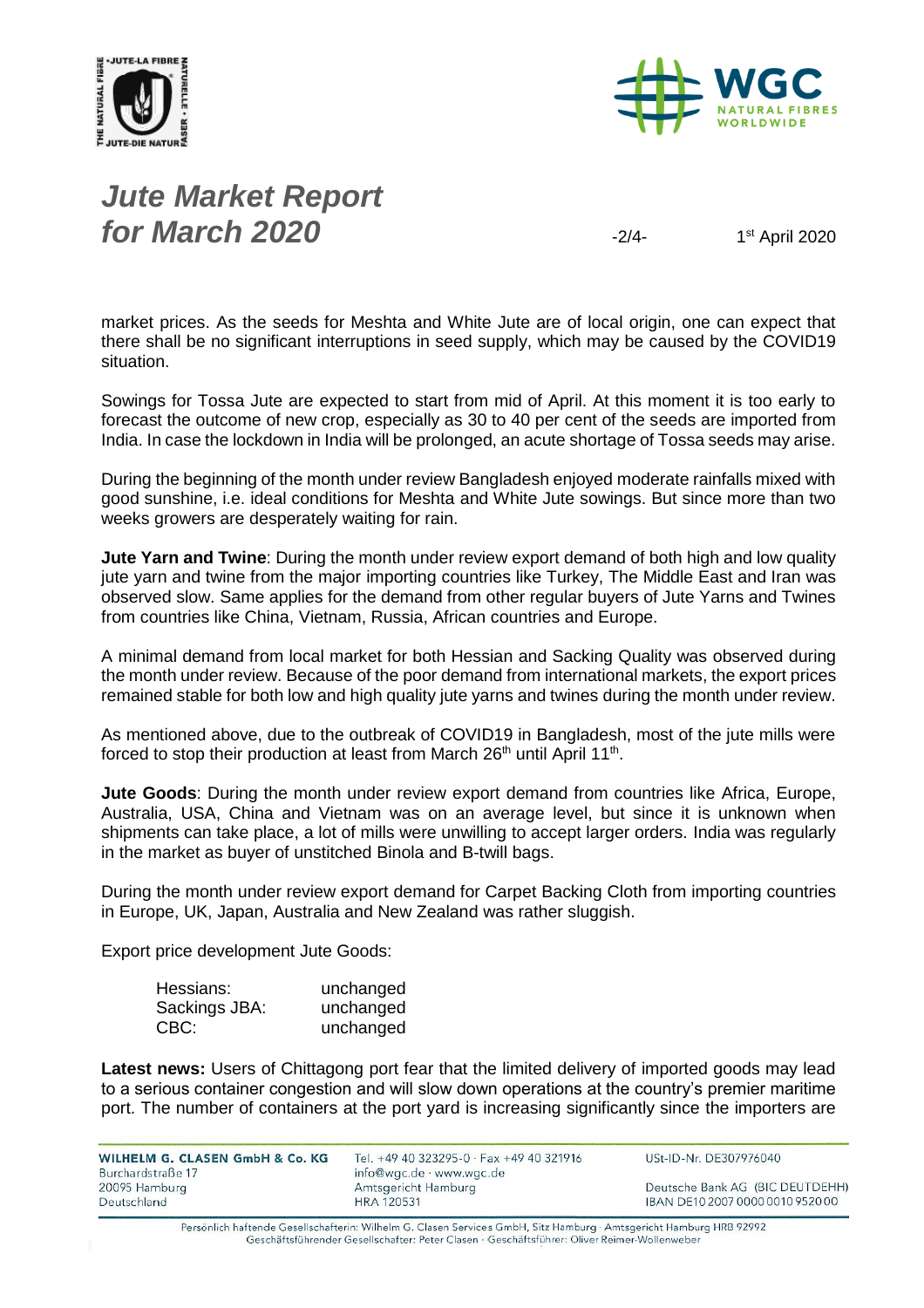market prices. As the seeds for Meshta and White Jute are of local origin, one can expect that there shall be no significant interruptions in seed supply, which may be caused by the COVID19 situation.

Sowings for Tossa Jute are expected to start from mid of April. At this moment it is too early to forecast the outcome of new crop, especially as 30 to 40 per cent of the seeds are imported from India. In case the lockdown in India will be prolonged, an acute shortage of Tossa seeds may arise.

During the beginning of the month under review Bangladesh enjoyed moderate rainfalls mixed with good sunshine, i.e. ideal conditions for Meshta and White Jute sowings. But since more than two weeks growers are desperately waiting for rain.

**Jute Yarn and Twine**: During the month under review export demand of both high and low quality jute yarn and twine from the major importing countries like Turkey, The Middle East and Iran was observed slow. Same applies for the demand from other regular buyers of Jute Yarns and Twines from countries like China, Vietnam, Russia, African countries and Europe.

A minimal demand from local market for both Hessian and Sacking Quality was observed during the month under review. Because of the poor demand from international markets, the export prices remained stable for both low and high quality jute yarns and twines during the month under review.

As mentioned above, due to the outbreak of COVID19 in Bangladesh, most of the jute mills were forced to stop their production at least from March 26th until April 11th.

**Jute Goods**: During the month under review export demand from countries like Africa, Europe, Australia, USA, China and Vietnam was on an average level, but since it is unknown when shipments can take place, a lot of mills were unwilling to accept larger orders. India was regularly in the market as buyer of unstitched Binola and B-twill bags.

During the month under review export demand for Carpet Backing Cloth from importing countries in Europe, UK, Japan, Australia and New Zealand was rather sluggish.

Export price development Jute Goods:

| | |
|---|---|
| Hessians: | unchanged |
| Sackings JBA: | unchanged |
| CBC: | unchanged |

**Latest news:** Users of Chittagong port fear that the limited delivery of imported goods may lead to a serious container congestion and will slow down operations at the country's premier maritime port. The number of containers at the port yard is increasing significantly since the importers are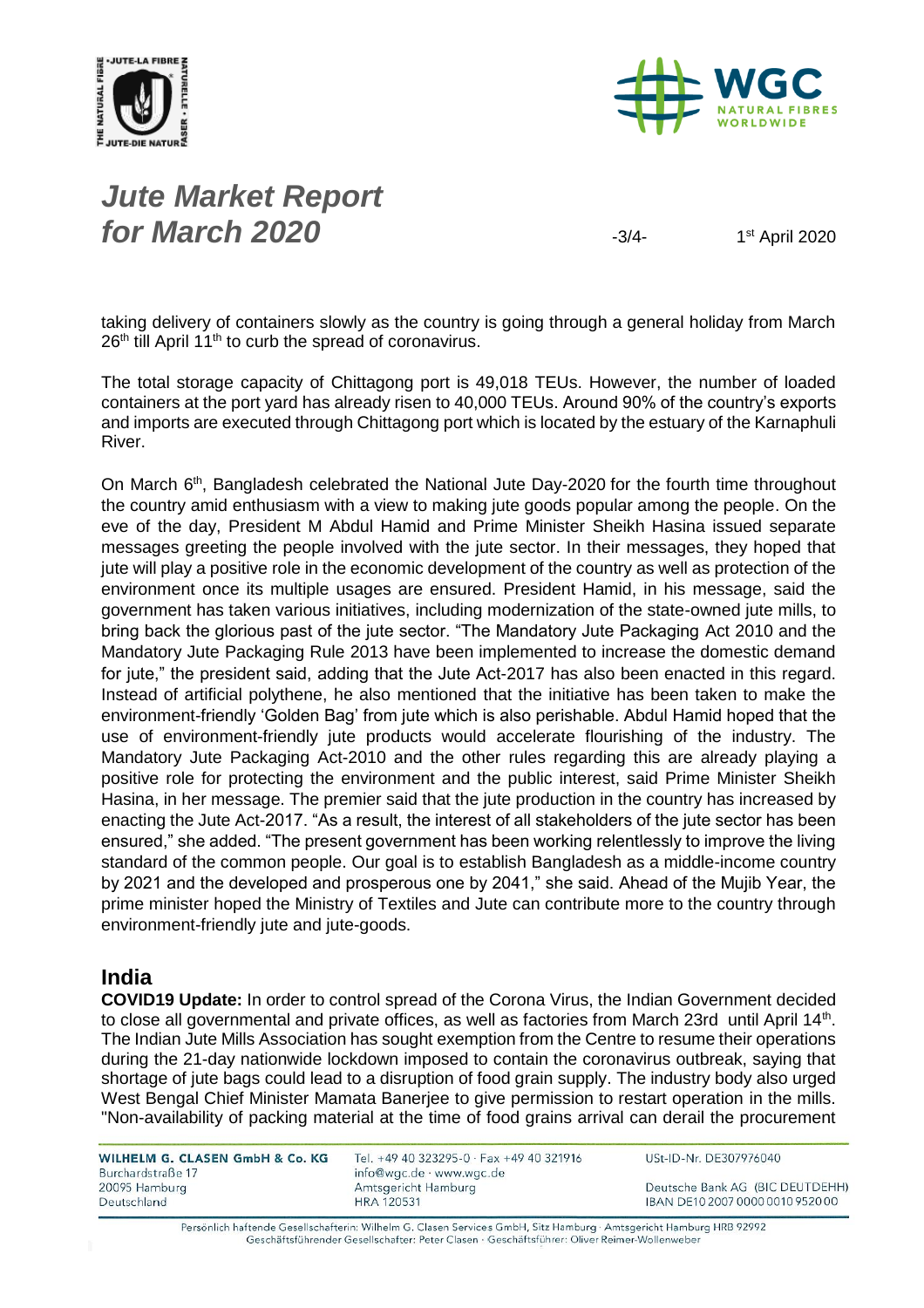taking delivery of containers slowly as the country is going through a general holiday from March 26th till April 11th to curb the spread of coronavirus.

The total storage capacity of Chittagong port is 49,018 TEUs. However, the number of loaded containers at the port yard has already risen to 40,000 TEUs. Around 90% of the country's exports and imports are executed through Chittagong port which is located by the estuary of the Karnaphuli River.

On March 6th, Bangladesh celebrated the National Jute Day-2020 for the fourth time throughout the country amid enthusiasm with a view to making jute goods popular among the people. On the eve of the day, President M Abdul Hamid and Prime Minister Sheikh Hasina issued separate messages greeting the people involved with the jute sector. In their messages, they hoped that jute will play a positive role in the economic development of the country as well as protection of the environment once its multiple usages are ensured. President Hamid, in his message, said the government has taken various initiatives, including modernization of the state-owned jute mills, to bring back the glorious past of the jute sector. "The Mandatory Jute Packaging Act 2010 and the Mandatory Jute Packaging Rule 2013 have been implemented to increase the domestic demand for jute," the president said, adding that the Jute Act-2017 has also been enacted in this regard. Instead of artificial polythene, he also mentioned that the initiative has been taken to make the environment-friendly 'Golden Bag' from jute which is also perishable. Abdul Hamid hoped that the use of environment-friendly jute products would accelerate flourishing of the industry. The Mandatory Jute Packaging Act-2010 and the other rules regarding this are already playing a positive role for protecting the environment and the public interest, said Prime Minister Sheikh Hasina, in her message. The premier said that the jute production in the country has increased by enacting the Jute Act-2017. "As a result, the interest of all stakeholders of the jute sector has been ensured," she added. "The present government has been working relentlessly to improve the living standard of the common people. Our goal is to establish Bangladesh as a middle-income country by 2021 and the developed and prosperous one by 2041," she said. Ahead of the Mujib Year, the prime minister hoped the Ministry of Textiles and Jute can contribute more to the country through environment-friendly jute and jute-goods.

## India

**COVID19 Update:** In order to control spread of the Corona Virus, the Indian Government decided to close all governmental and private offices, as well as factories from March 23rd until April 14th. The Indian Jute Mills Association has sought exemption from the Centre to resume their operations during the 21-day nationwide lockdown imposed to contain the coronavirus outbreak, saying that shortage of jute bags could lead to a disruption of food grain supply. The industry body also urged West Bengal Chief Minister Mamata Banerjee to give permission to restart operation in the mills. "Non-availability of packing material at the time of food grains arrival can derail the procurement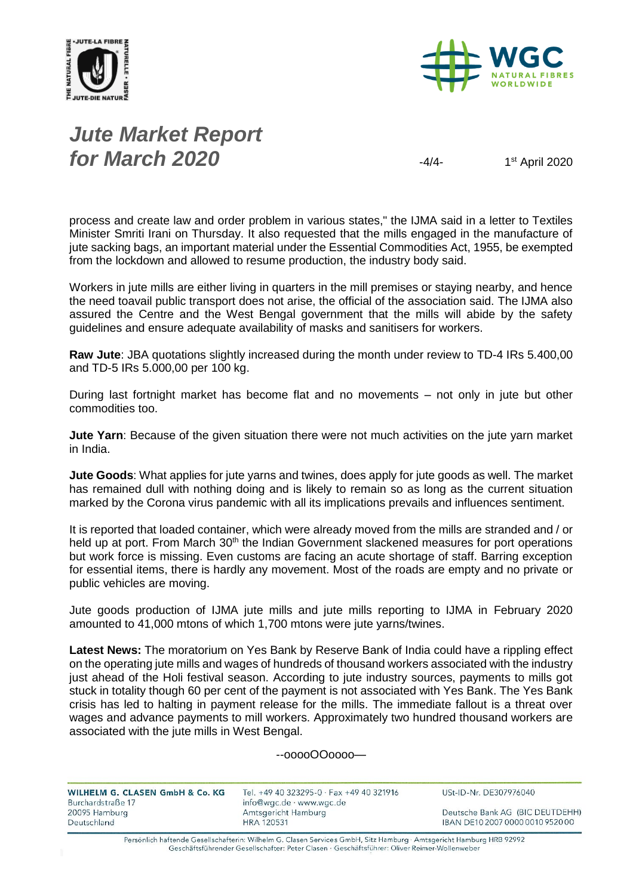# *Jute Market Report for March 2020*

1st April 2020

process and create law and order problem in various states," the IJMA said in a letter to Textiles Minister Smriti Irani on Thursday. It also requested that the mills engaged in the manufacture of jute sacking bags, an important material under the Essential Commodities Act, 1955, be exempted from the lockdown and allowed to resume production, the industry body said.

Workers in jute mills are either living in quarters in the mill premises or staying nearby, and hence the need toavail public transport does not arise, the official of the association said. The IJMA also assured the Centre and the West Bengal government that the mills will abide by the safety guidelines and ensure adequate availability of masks and sanitisers for workers.

**Raw Jute**: JBA quotations slightly increased during the month under review to TD-4 IRs 5.400,00 and TD-5 IRs 5.000,00 per 100 kg.

During last fortnight market has become flat and no movements – not only in jute but other commodities too.

**Jute Yarn**: Because of the given situation there were not much activities on the jute yarn market in India.

**Jute Goods**: What applies for jute yarns and twines, does apply for jute goods as well. The market has remained dull with nothing doing and is likely to remain so as long as the current situation marked by the Corona virus pandemic with all its implications prevails and influences sentiment.

It is reported that loaded container, which were already moved from the mills are stranded and / or held up at port. From March 30th the Indian Government slackened measures for port operations but work force is missing. Even customs are facing an acute shortage of staff. Barring exception for essential items, there is hardly any movement. Most of the roads are empty and no private or public vehicles are moving.

Jute goods production of IJMA jute mills and jute mills reporting to IJMA in February 2020 amounted to 41,000 mtons of which 1,700 mtons were jute yarns/twines.

**Latest News:** The moratorium on Yes Bank by Reserve Bank of India could have a rippling effect on the operating jute mills and wages of hundreds of thousand workers associated with the industry just ahead of the Holi festival season. According to jute industry sources, payments to mills got stuck in totality though 60 per cent of the payment is not associated with Yes Bank. The Yes Bank crisis has led to halting in payment release for the mills. The immediate fallout is a threat over wages and advance payments to mill workers. Approximately two hundred thousand workers are associated with the jute mills in West Bengal.

--ooooOOoooo—